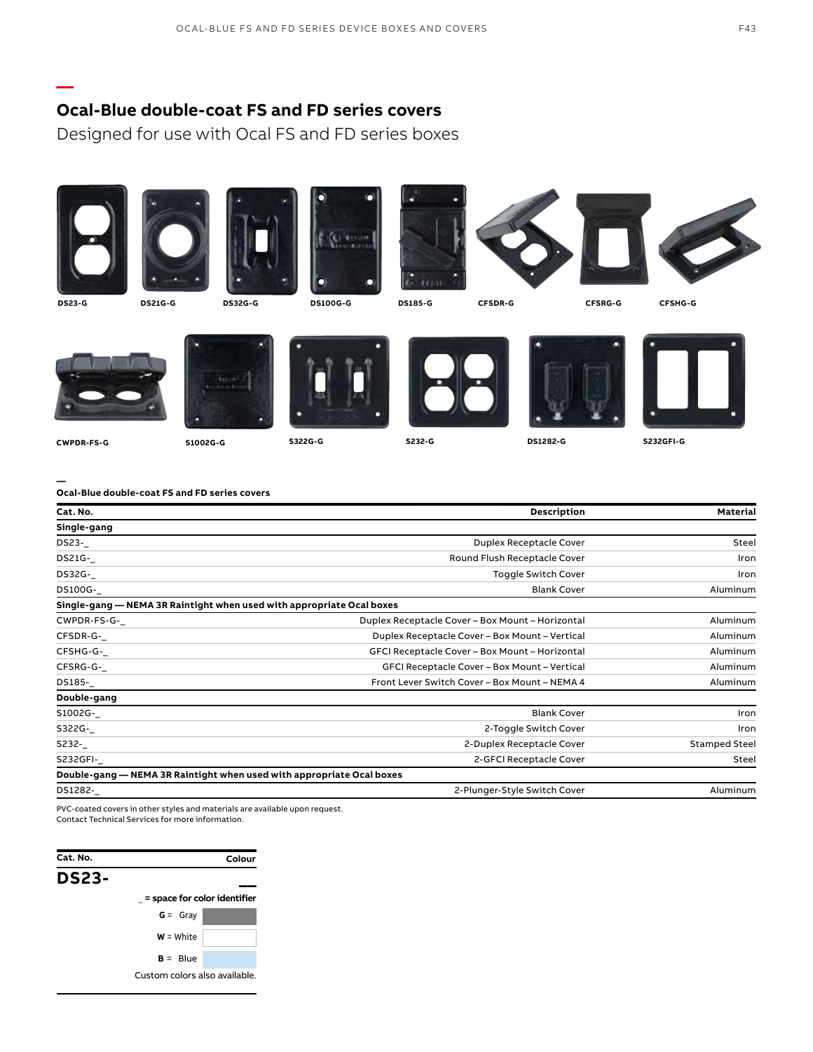## Ocal-Blue double-coat FS and FD series covers

Designed for use with Ocal FS and FD series boxes

DS23-G DS21G-G DS32G-G DS100G-G DS185-G CFSDR-G CFSRG-G CFSHG-G

CWPDR-FS-G S1002G-G S322G-G S232-G DS1282-G S232GFI-G

**Ocal-Blue double-coat FS and FD series covers**

| Cat. No. | Description | Material |
|---|---|---|
| **Single-gang** | | |
| DS23-_ | Duplex Receptacle Cover | Steel |
| DS21G-_ | Round Flush Receptacle Cover | Iron |
| DS32G-_ | Toggle Switch Cover | Iron |
| DS100G-_ | Blank Cover | Aluminum |
| **Single-gang — NEMA 3R Raintight when used with appropriate Ocal boxes** | | |
| CWPDR-FS-G-_ | Duplex Receptacle Cover – Box Mount – Horizontal | Aluminum |
| CFSDR-G-_ | Duplex Receptacle Cover – Box Mount – Vertical | Aluminum |
| CFSHG-G-_ | GFCI Receptacle Cover – Box Mount – Horizontal | Aluminum |
| CFSRG-G-_ | GFCI Receptacle Cover – Box Mount – Vertical | Aluminum |
| DS185-_ | Front Lever Switch Cover – Box Mount – NEMA 4 | Aluminum |
| **Double-gang** | | |
| S1002G-_ | Blank Cover | Iron |
| S322G-_ | 2-Toggle Switch Cover | Iron |
| S232-_ | 2-Duplex Receptacle Cover | Stamped Steel |
| S232GFI-_ | 2-GFCI Receptacle Cover | Steel |
| **Double-gang — NEMA 3R Raintight when used with appropriate Ocal boxes** | | |
| DS1282-_ | 2-Plunger-Style Switch Cover | Aluminum |

PVC-coated covers in other styles and materials are available upon request.
Contact Technical Services for more information.

| Cat. No. | Colour |
|---|---|
| **DS23-** | ___ |

_ = space for color identifier

**G** = Gray

**W** = White

**B** = Blue

Custom colors also available.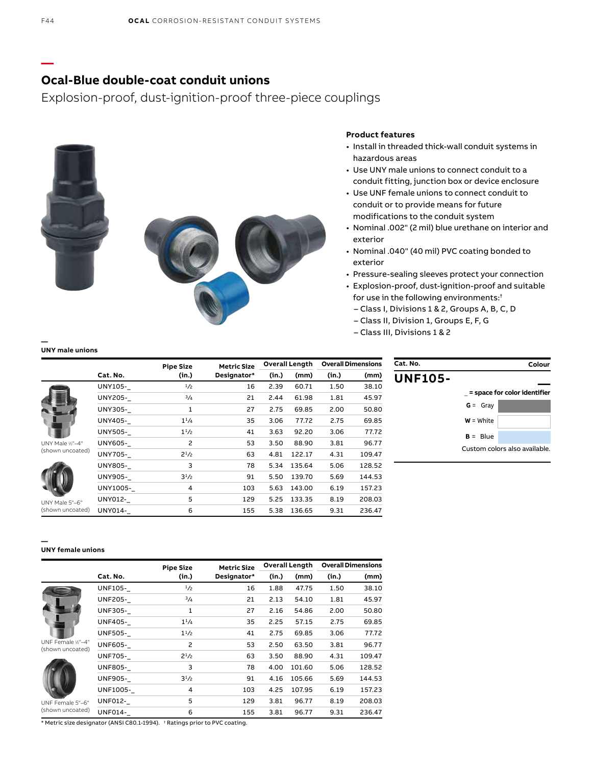## Ocal-Blue double-coat conduit unions

Explosion-proof, dust-ignition-proof three-piece couplings

**Product features**

- Install in threaded thick-wall conduit systems in hazardous areas
- Use UNY male unions to connect conduit to a conduit fitting, junction box or device enclosure
- Use UNF female unions to connect conduit to conduit or to provide means for future modifications to the conduit system
- Nominal .002" (2 mil) blue urethane on interior and exterior
- Nominal .040" (40 mil) PVC coating bonded to exterior
- Pressure-sealing sleeves protect your connection
- Explosion-proof, dust-ignition-proof and suitable for use in the following environments:†
  - Class I, Divisions 1 & 2, Groups A, B, C, D
  - Class II, Division 1, Groups E, F, G
  - Class III, Divisions 1 & 2

### UNY male unions

| | Cat. No. | Pipe Size (in.) | Metric Size Designator* | Overall Length (in.) | Overall Length (mm) | Overall Dimensions (in.) | Overall Dimensions (mm) |
|---|---|---|---|---|---|---|---|
| UNY Male ½"–4" (shown uncoated) | UNY105-_ | ½ | 16 | 2.39 | 60.71 | 1.50 | 38.10 |
| | UNY205-_ | ¾ | 21 | 2.44 | 61.98 | 1.81 | 45.97 |
| | UNY305-_ | 1 | 27 | 2.75 | 69.85 | 2.00 | 50.80 |
| | UNY405-_ | 1¼ | 35 | 3.06 | 77.72 | 2.75 | 69.85 |
| | UNY505-_ | 1½ | 41 | 3.63 | 92.20 | 3.06 | 77.72 |
| | UNY605-_ | 2 | 53 | 3.50 | 88.90 | 3.81 | 96.77 |
| | UNY705-_ | 2½ | 63 | 4.81 | 122.17 | 4.31 | 109.47 |
| | UNY805-_ | 3 | 78 | 5.34 | 135.64 | 5.06 | 128.52 |
| | UNY905-_ | 3½ | 91 | 5.50 | 139.70 | 5.69 | 144.53 |
| | UNY1005-_ | 4 | 103 | 5.63 | 143.00 | 6.19 | 157.23 |
| UNY Male 5"–6" (shown uncoated) | UNY012-_ | 5 | 129 | 5.25 | 133.35 | 8.19 | 208.03 |
| | UNY014-_ | 6 | 155 | 5.38 | 136.65 | 9.31 | 236.47 |

| Cat. No. | Colour |
|---|---|
| **UNF105-** | _ = space for color identifier |
| | G = Gray |
| | W = White |
| | B = Blue |
| | Custom colors also available. |

### UNY female unions

| | Cat. No. | Pipe Size (in.) | Metric Size Designator* | Overall Length (in.) | Overall Length (mm) | Overall Dimensions (in.) | Overall Dimensions (mm) |
|---|---|---|---|---|---|---|---|
| UNF Female ½"–4" (shown uncoated) | UNF105-_ | ½ | 16 | 1.88 | 47.75 | 1.50 | 38.10 |
| | UNF205-_ | ¾ | 21 | 2.13 | 54.10 | 1.81 | 45.97 |
| | UNF305-_ | 1 | 27 | 2.16 | 54.86 | 2.00 | 50.80 |
| | UNF405-_ | 1¼ | 35 | 2.25 | 57.15 | 2.75 | 69.85 |
| | UNF505-_ | 1½ | 41 | 2.75 | 69.85 | 3.06 | 77.72 |
| | UNF605-_ | 2 | 53 | 2.50 | 63.50 | 3.81 | 96.77 |
| | UNF705-_ | 2½ | 63 | 3.50 | 88.90 | 4.31 | 109.47 |
| | UNF805-_ | 3 | 78 | 4.00 | 101.60 | 5.06 | 128.52 |
| | UNF905-_ | 3½ | 91 | 4.16 | 105.66 | 5.69 | 144.53 |
| | UNF1005-_ | 4 | 103 | 4.25 | 107.95 | 6.19 | 157.23 |
| UNF Female 5"–6" (shown uncoated) | UNF012-_ | 5 | 129 | 3.81 | 96.77 | 8.19 | 208.03 |
| | UNF014-_ | 6 | 155 | 3.81 | 96.77 | 9.31 | 236.47 |

\* Metric size designator (ANSI C80.1-1994). † Ratings prior to PVC coating.